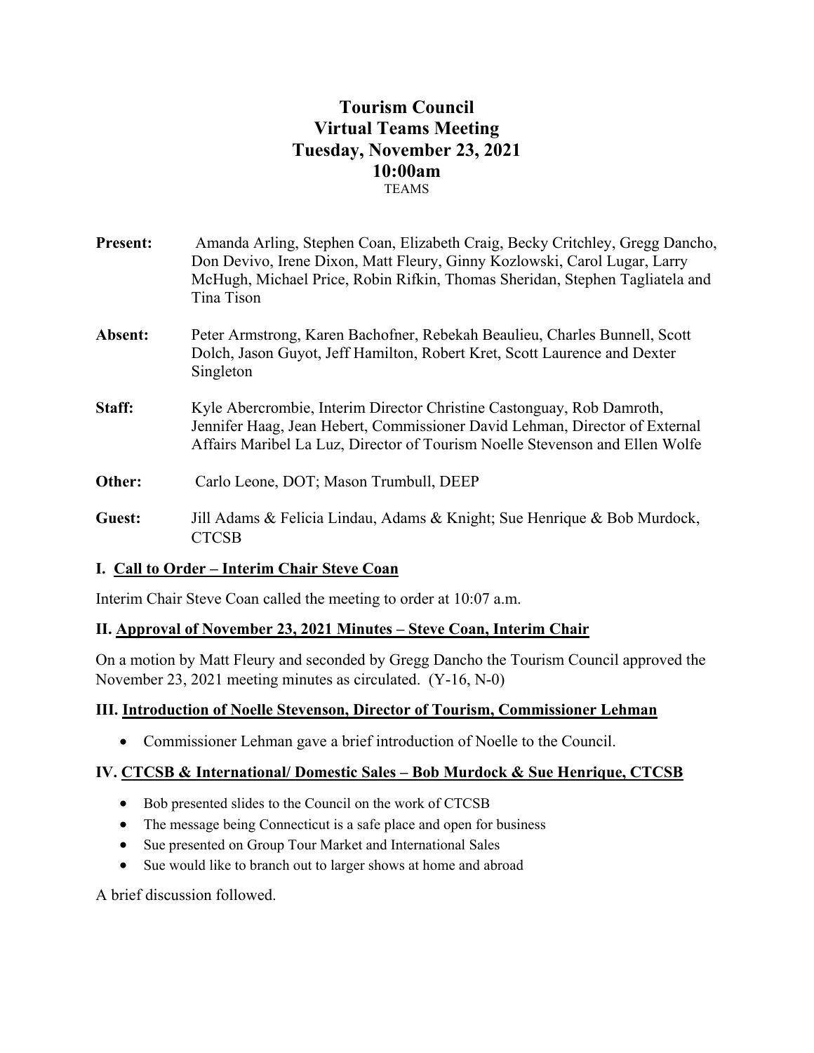# Tourism Council
# Virtual Teams Meeting
# Tuesday, November 23, 2021
# 10:00am

TEAMS

**Present:** Amanda Arling, Stephen Coan, Elizabeth Craig, Becky Critchley, Gregg Dancho, Don Devivo, Irene Dixon, Matt Fleury, Ginny Kozlowski, Carol Lugar, Larry McHugh, Michael Price, Robin Rifkin, Thomas Sheridan, Stephen Tagliatela and Tina Tison

**Absent:** Peter Armstrong, Karen Bachofner, Rebekah Beaulieu, Charles Bunnell, Scott Dolch, Jason Guyot, Jeff Hamilton, Robert Kret, Scott Laurence and Dexter Singleton

**Staff:** Kyle Abercrombie, Interim Director Christine Castonguay, Rob Damroth, Jennifer Haag, Jean Hebert, Commissioner David Lehman, Director of External Affairs Maribel La Luz, Director of Tourism Noelle Stevenson and Ellen Wolfe

**Other:** Carlo Leone, DOT; Mason Trumbull, DEEP

**Guest:** Jill Adams & Felicia Lindau, Adams & Knight; Sue Henrique & Bob Murdock, CTCSB

### I. Call to Order – Interim Chair Steve Coan

Interim Chair Steve Coan called the meeting to order at 10:07 a.m.

### II. Approval of November 23, 2021 Minutes – Steve Coan, Interim Chair

On a motion by Matt Fleury and seconded by Gregg Dancho the Tourism Council approved the November 23, 2021 meeting minutes as circulated. (Y-16, N-0)

### III. Introduction of Noelle Stevenson, Director of Tourism, Commissioner Lehman

- Commissioner Lehman gave a brief introduction of Noelle to the Council.

### IV. CTCSB & International/ Domestic Sales – Bob Murdock & Sue Henrique, CTCSB

- Bob presented slides to the Council on the work of CTCSB
- The message being Connecticut is a safe place and open for business
- Sue presented on Group Tour Market and International Sales
- Sue would like to branch out to larger shows at home and abroad

A brief discussion followed.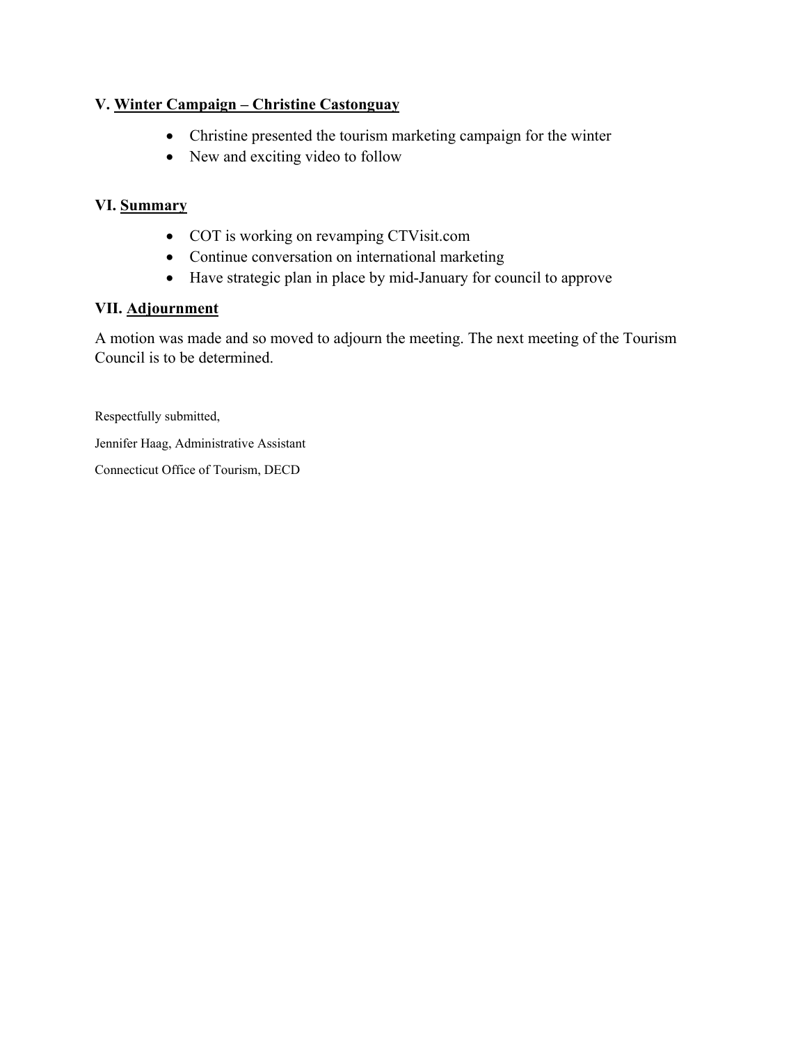### V. Winter Campaign – Christine Castonguay

- Christine presented the tourism marketing campaign for the winter
- New and exciting video to follow

### VI. Summary

- COT is working on revamping CTVisit.com
- Continue conversation on international marketing
- Have strategic plan in place by mid-January for council to approve

### VII. Adjournment

A motion was made and so moved to adjourn the meeting. The next meeting of the Tourism Council is to be determined.

Respectfully submitted,

Jennifer Haag, Administrative Assistant

Connecticut Office of Tourism, DECD